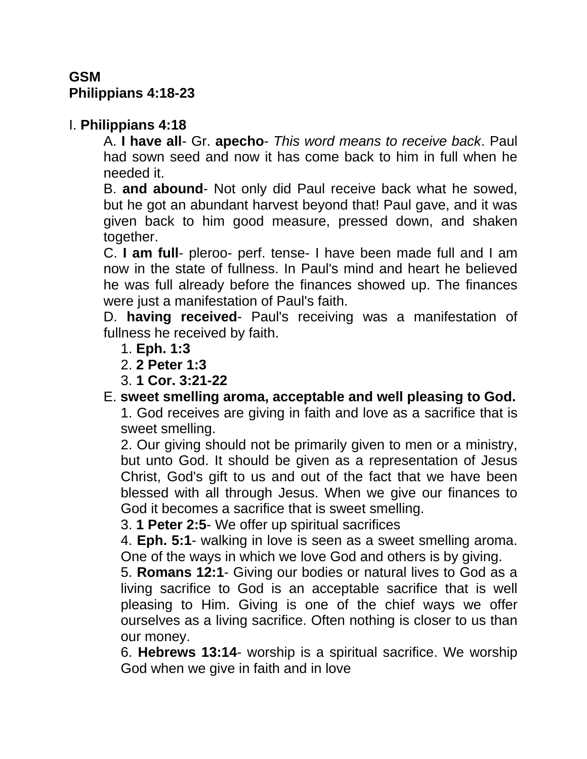**GSM**
**Philippians 4:18-23**

I. **Philippians 4:18**

A. **I have all**- Gr. **apecho**- *This word means to receive back*. Paul had sown seed and now it has come back to him in full when he needed it.

B. **and abound**- Not only did Paul receive back what he sowed, but he got an abundant harvest beyond that! Paul gave, and it was given back to him good measure, pressed down, and shaken together.

C. **I am full**- pleroo- perf. tense- I have been made full and I am now in the state of fullness. In Paul's mind and heart he believed he was full already before the finances showed up. The finances were just a manifestation of Paul's faith.

D. **having received**- Paul's receiving was a manifestation of fullness he received by faith.

1. **Eph. 1:3**
2. **2 Peter 1:3**
3. **1 Cor. 3:21-22**

E. **sweet smelling aroma, acceptable and well pleasing to God.**

1. God receives are giving in faith and love as a sacrifice that is sweet smelling.
2. Our giving should not be primarily given to men or a ministry, but unto God. It should be given as a representation of Jesus Christ, God's gift to us and out of the fact that we have been blessed with all through Jesus. When we give our finances to God it becomes a sacrifice that is sweet smelling.
3. **1 Peter 2:5**- We offer up spiritual sacrifices
4. **Eph. 5:1**- walking in love is seen as a sweet smelling aroma. One of the ways in which we love God and others is by giving.
5. **Romans 12:1**- Giving our bodies or natural lives to God as a living sacrifice to God is an acceptable sacrifice that is well pleasing to Him. Giving is one of the chief ways we offer ourselves as a living sacrifice. Often nothing is closer to us than our money.
6. **Hebrews 13:14**- worship is a spiritual sacrifice. We worship God when we give in faith and in love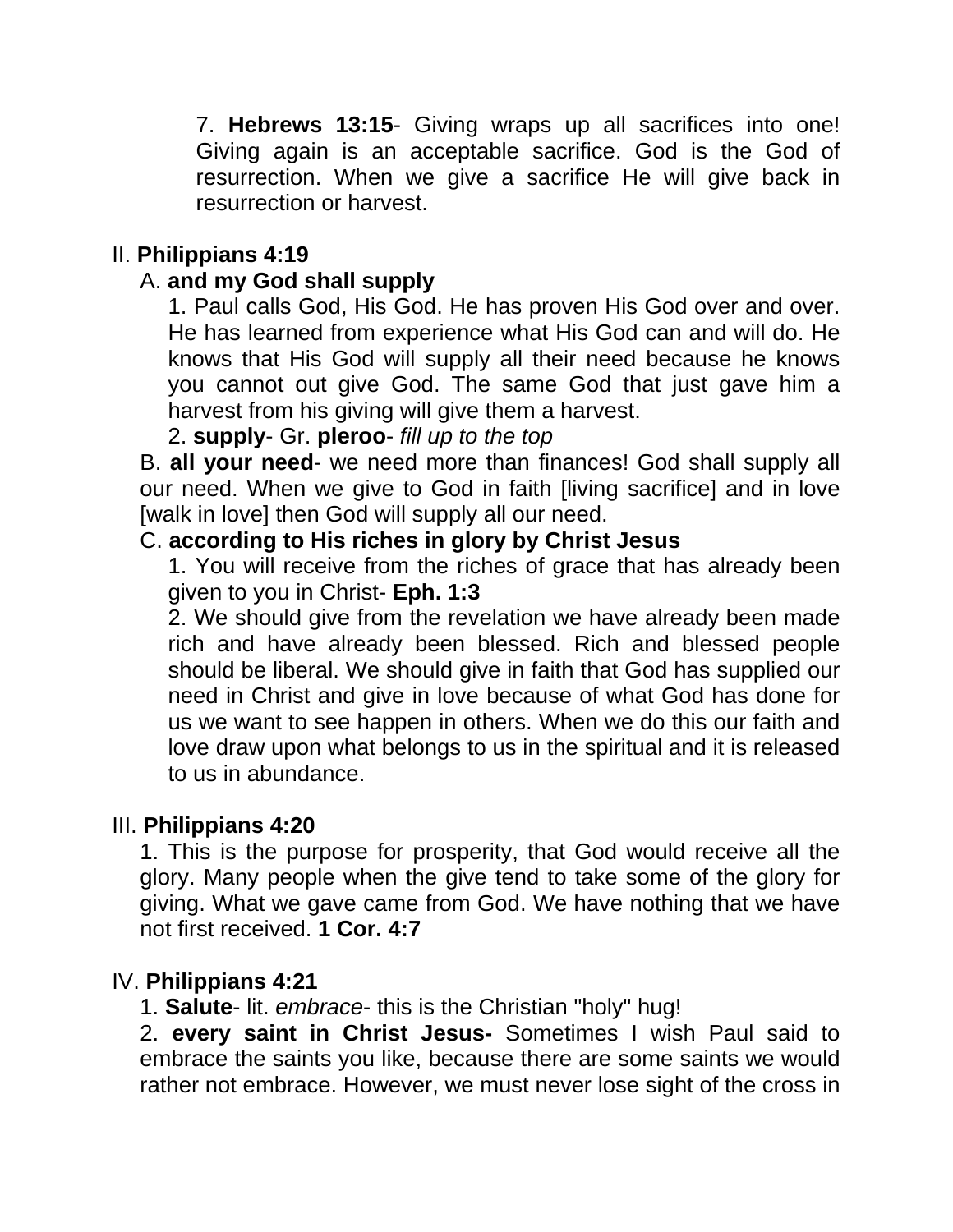7. **Hebrews 13:15**- Giving wraps up all sacrifices into one! Giving again is an acceptable sacrifice. God is the God of resurrection. When we give a sacrifice He will give back in resurrection or harvest.

II. **Philippians 4:19**

A. **and my God shall supply**

1. Paul calls God, His God. He has proven His God over and over. He has learned from experience what His God can and will do. He knows that His God will supply all their need because he knows you cannot out give God. The same God that just gave him a harvest from his giving will give them a harvest.

2. **supply**- Gr. **pleroo**- *fill up to the top*

B. **all your need**- we need more than finances! God shall supply all our need. When we give to God in faith [living sacrifice] and in love [walk in love] then God will supply all our need.

C. **according to His riches in glory by Christ Jesus**

1. You will receive from the riches of grace that has already been given to you in Christ- **Eph. 1:3**

2. We should give from the revelation we have already been made rich and have already been blessed. Rich and blessed people should be liberal. We should give in faith that God has supplied our need in Christ and give in love because of what God has done for us we want to see happen in others. When we do this our faith and love draw upon what belongs to us in the spiritual and it is released to us in abundance.

III. **Philippians 4:20**

1. This is the purpose for prosperity, that God would receive all the glory. Many people when the give tend to take some of the glory for giving. What we gave came from God. We have nothing that we have not first received. **1 Cor. 4:7**

IV. **Philippians 4:21**

1. **Salute**- lit. *embrace*- this is the Christian "holy" hug!

2. **every saint in Christ Jesus-** Sometimes I wish Paul said to embrace the saints you like, because there are some saints we would rather not embrace. However, we must never lose sight of the cross in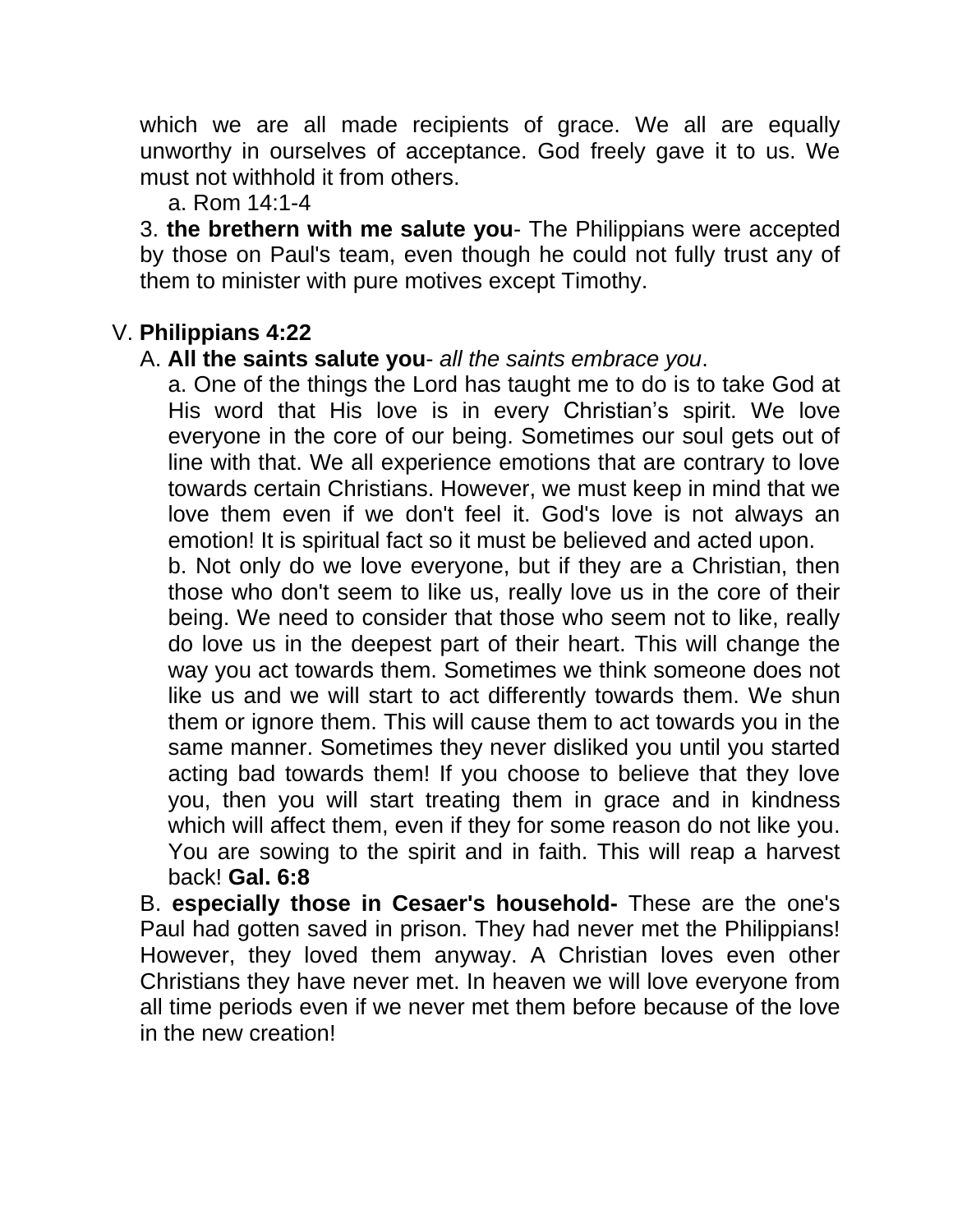which we are all made recipients of grace. We all are equally unworthy in ourselves of acceptance. God freely gave it to us. We must not withhold it from others.

a. Rom 14:1-4

3. **the brethern with me salute you**- The Philippians were accepted by those on Paul's team, even though he could not fully trust any of them to minister with pure motives except Timothy.

V. **Philippians 4:22**

A. **All the saints salute you**- *all the saints embrace you*.

a. One of the things the Lord has taught me to do is to take God at His word that His love is in every Christian's spirit. We love everyone in the core of our being. Sometimes our soul gets out of line with that. We all experience emotions that are contrary to love towards certain Christians. However, we must keep in mind that we love them even if we don't feel it. God's love is not always an emotion! It is spiritual fact so it must be believed and acted upon.

b. Not only do we love everyone, but if they are a Christian, then those who don't seem to like us, really love us in the core of their being. We need to consider that those who seem not to like, really do love us in the deepest part of their heart. This will change the way you act towards them. Sometimes we think someone does not like us and we will start to act differently towards them. We shun them or ignore them. This will cause them to act towards you in the same manner. Sometimes they never disliked you until you started acting bad towards them! If you choose to believe that they love you, then you will start treating them in grace and in kindness which will affect them, even if they for some reason do not like you. You are sowing to the spirit and in faith. This will reap a harvest back! **Gal. 6:8**

B. **especially those in Cesaer's household-** These are the one's Paul had gotten saved in prison. They had never met the Philippians! However, they loved them anyway. A Christian loves even other Christians they have never met. In heaven we will love everyone from all time periods even if we never met them before because of the love in the new creation!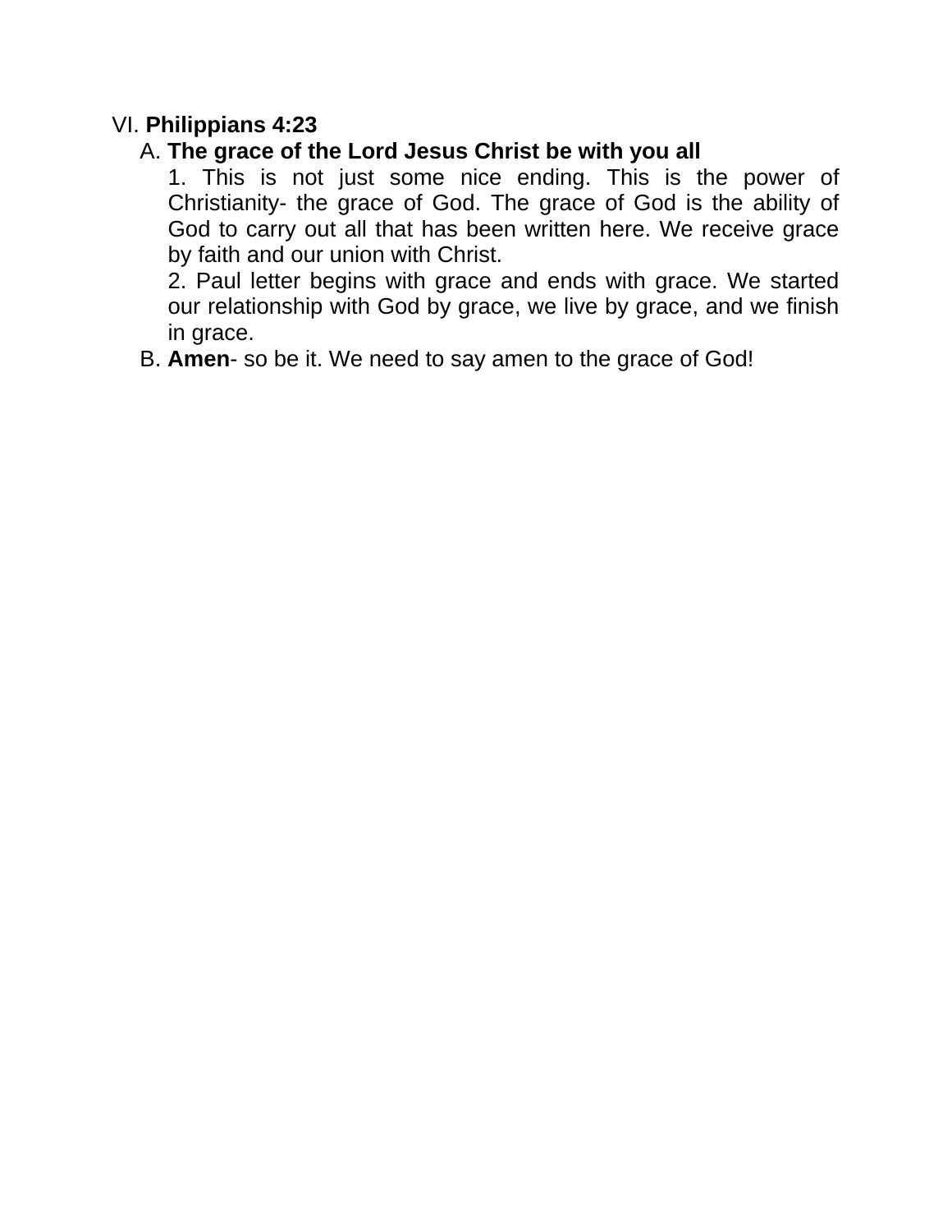VI. **Philippians 4:23**

A. **The grace of the Lord Jesus Christ be with you all**

1. This is not just some nice ending. This is the power of Christianity- the grace of God. The grace of God is the ability of God to carry out all that has been written here. We receive grace by faith and our union with Christ.

2. Paul letter begins with grace and ends with grace. We started our relationship with God by grace, we live by grace, and we finish in grace.

B. **Amen**- so be it. We need to say amen to the grace of God!